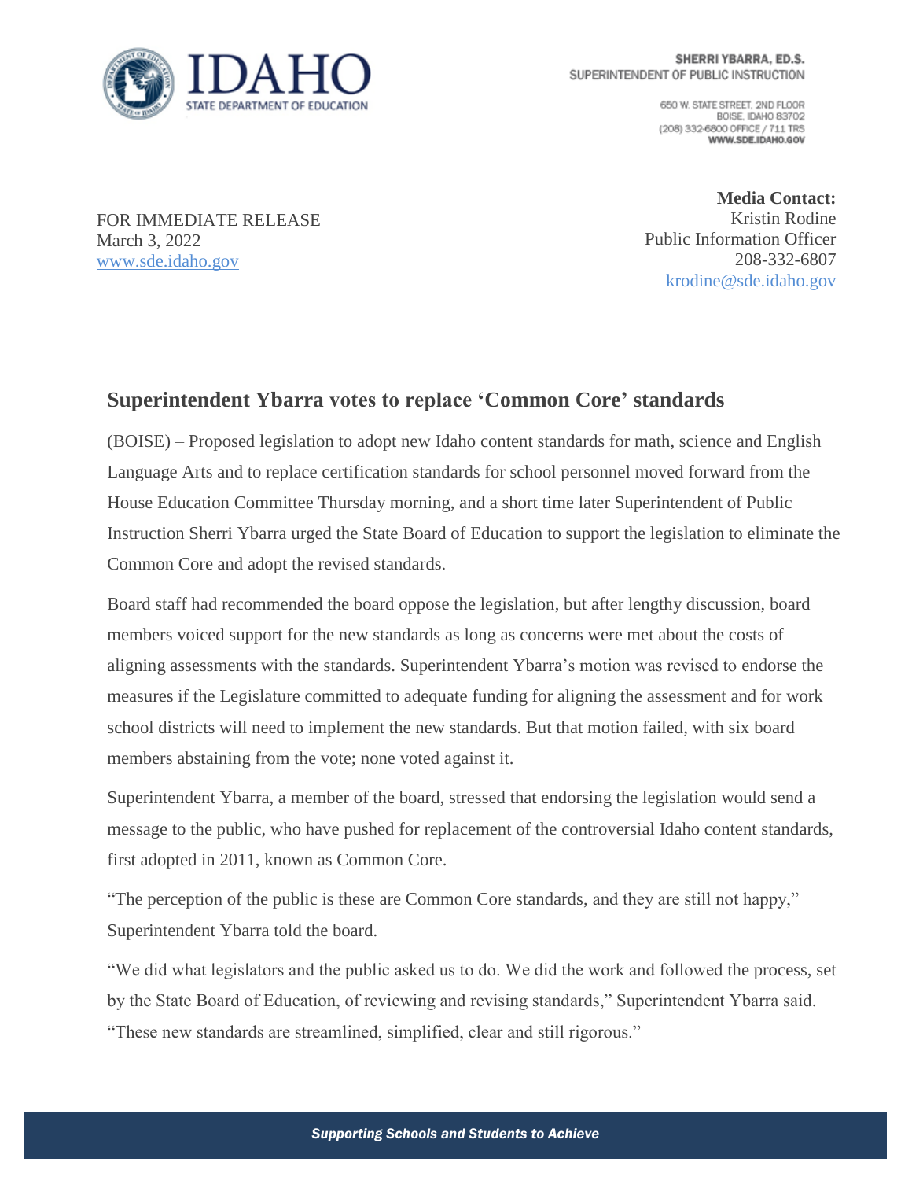IDAHO STATE DEPARTMENT OF EDUCATION

**SHERRI YBARRA, ED.S.**
SUPERINTENDENT OF PUBLIC INSTRUCTION

650 W. STATE STREET, 2ND FLOOR
BOISE, IDAHO 83702
(208) 332-6800 OFFICE / 711 TRS
**WWW.SDE.IDAHO.GOV**

FOR IMMEDIATE RELEASE
March 3, 2022
www.sde.idaho.gov

**Media Contact:**
Kristin Rodine
Public Information Officer
208-332-6807
krodine@sde.idaho.gov

## Superintendent Ybarra votes to replace 'Common Core' standards

(BOISE) – Proposed legislation to adopt new Idaho content standards for math, science and English Language Arts and to replace certification standards for school personnel moved forward from the House Education Committee Thursday morning, and a short time later Superintendent of Public Instruction Sherri Ybarra urged the State Board of Education to support the legislation to eliminate the Common Core and adopt the revised standards.

Board staff had recommended the board oppose the legislation, but after lengthy discussion, board members voiced support for the new standards as long as concerns were met about the costs of aligning assessments with the standards. Superintendent Ybarra's motion was revised to endorse the measures if the Legislature committed to adequate funding for aligning the assessment and for work school districts will need to implement the new standards. But that motion failed, with six board members abstaining from the vote; none voted against it.

Superintendent Ybarra, a member of the board, stressed that endorsing the legislation would send a message to the public, who have pushed for replacement of the controversial Idaho content standards, first adopted in 2011, known as Common Core.

"The perception of the public is these are Common Core standards, and they are still not happy," Superintendent Ybarra told the board.

"We did what legislators and the public asked us to do. We did the work and followed the process, set by the State Board of Education, of reviewing and revising standards," Superintendent Ybarra said. "These new standards are streamlined, simplified, clear and still rigorous."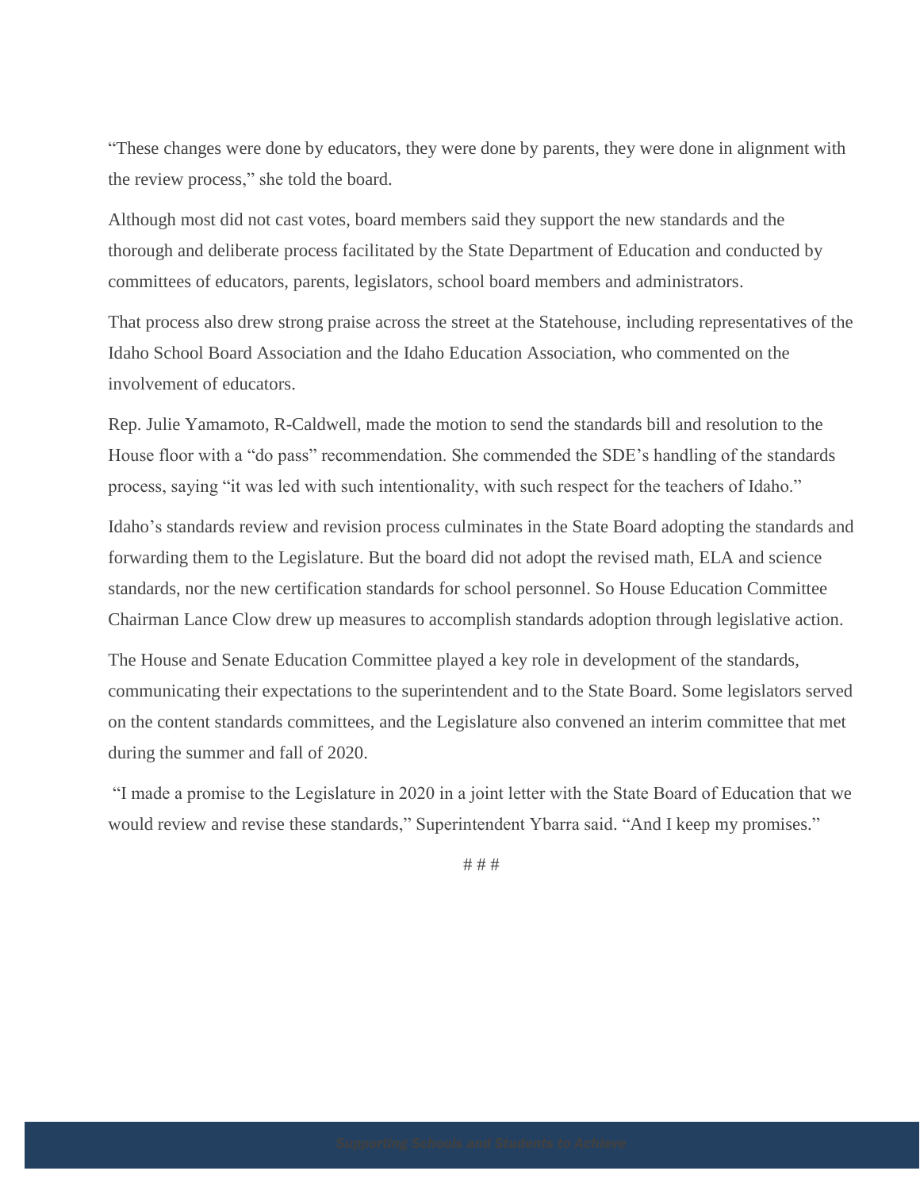"These changes were done by educators, they were done by parents, they were done in alignment with the review process," she told the board.

Although most did not cast votes, board members said they support the new standards and the thorough and deliberate process facilitated by the State Department of Education and conducted by committees of educators, parents, legislators, school board members and administrators.

That process also drew strong praise across the street at the Statehouse, including representatives of the Idaho School Board Association and the Idaho Education Association, who commented on the involvement of educators.

Rep. Julie Yamamoto, R-Caldwell, made the motion to send the standards bill and resolution to the House floor with a "do pass" recommendation. She commended the SDE's handling of the standards process, saying "it was led with such intentionality, with such respect for the teachers of Idaho."

Idaho's standards review and revision process culminates in the State Board adopting the standards and forwarding them to the Legislature. But the board did not adopt the revised math, ELA and science standards, nor the new certification standards for school personnel. So House Education Committee Chairman Lance Clow drew up measures to accomplish standards adoption through legislative action.

The House and Senate Education Committee played a key role in development of the standards, communicating their expectations to the superintendent and to the State Board. Some legislators served on the content standards committees, and the Legislature also convened an interim committee that met during the summer and fall of 2020.

"I made a promise to the Legislature in 2020 in a joint letter with the State Board of Education that we would review and revise these standards," Superintendent Ybarra said. "And I keep my promises."

# # #